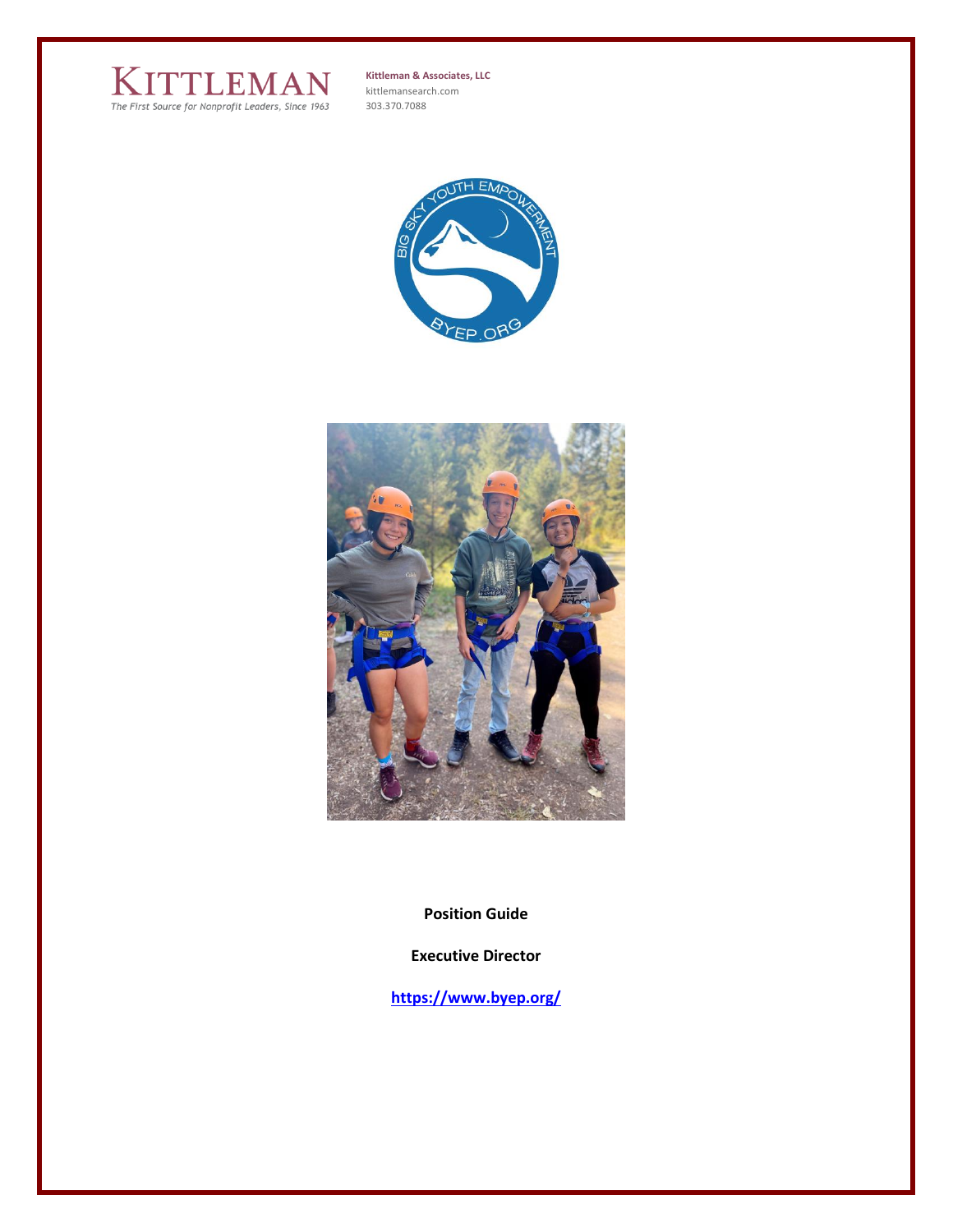KITTLEMAN
*The First Source for Nonprofit Leaders, Since 1963*

**Kittleman & Associates, LLC**
kittlemansearch.com
303.370.7088

**Position Guide**

**Executive Director**

**https://www.byep.org/**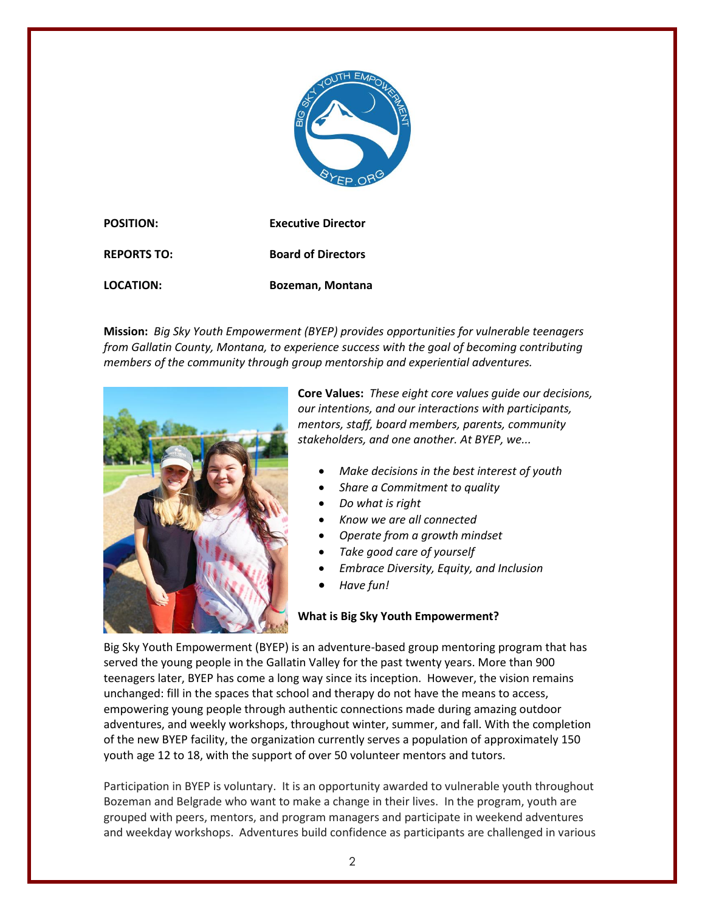**POSITION:** **Executive Director**

**REPORTS TO:** **Board of Directors**

**LOCATION:** **Bozeman, Montana**

**Mission:** *Big Sky Youth Empowerment (BYEP) provides opportunities for vulnerable teenagers from Gallatin County, Montana, to experience success with the goal of becoming contributing members of the community through group mentorship and experiential adventures.*

**Core Values:** *These eight core values guide our decisions, our intentions, and our interactions with participants, mentors, staff, board members, parents, community stakeholders, and one another. At BYEP, we...*

- *Make decisions in the best interest of youth*
- *Share a Commitment to quality*
- *Do what is right*
- *Know we are all connected*
- *Operate from a growth mindset*
- *Take good care of yourself*
- *Embrace Diversity, Equity, and Inclusion*
- *Have fun!*

**What is Big Sky Youth Empowerment?**

Big Sky Youth Empowerment (BYEP) is an adventure-based group mentoring program that has served the young people in the Gallatin Valley for the past twenty years. More than 900 teenagers later, BYEP has come a long way since its inception. However, the vision remains unchanged: fill in the spaces that school and therapy do not have the means to access, empowering young people through authentic connections made during amazing outdoor adventures, and weekly workshops, throughout winter, summer, and fall. With the completion of the new BYEP facility, the organization currently serves a population of approximately 150 youth age 12 to 18, with the support of over 50 volunteer mentors and tutors.

Participation in BYEP is voluntary. It is an opportunity awarded to vulnerable youth throughout Bozeman and Belgrade who want to make a change in their lives. In the program, youth are grouped with peers, mentors, and program managers and participate in weekend adventures and weekday workshops. Adventures build confidence as participants are challenged in various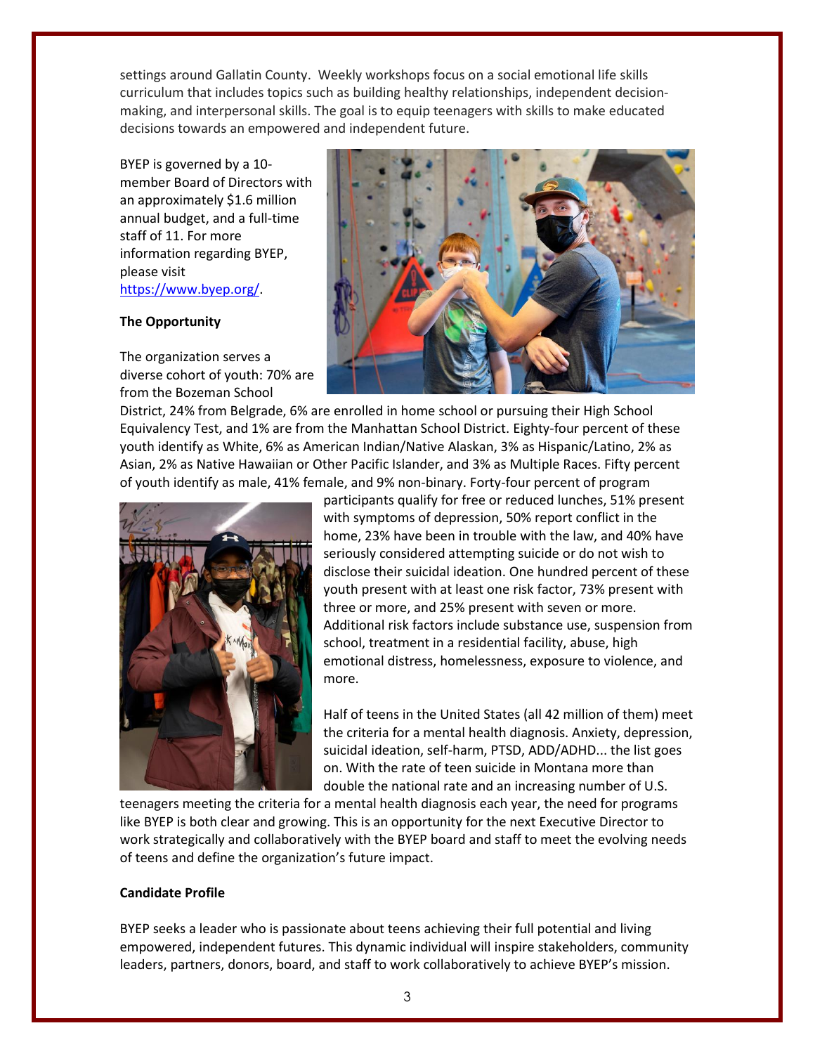settings around Gallatin County. Weekly workshops focus on a social emotional life skills curriculum that includes topics such as building healthy relationships, independent decision-making, and interpersonal skills. The goal is to equip teenagers with skills to make educated decisions towards an empowered and independent future.

BYEP is governed by a 10-member Board of Directors with an approximately $1.6 million annual budget, and a full-time staff of 11. For more information regarding BYEP, please visit [https://www.byep.org/](https://www.byep.org/).

**The Opportunity**

The organization serves a diverse cohort of youth: 70% are from the Bozeman School District, 24% from Belgrade, 6% are enrolled in home school or pursuing their High School Equivalency Test, and 1% are from the Manhattan School District. Eighty-four percent of these youth identify as White, 6% as American Indian/Native Alaskan, 3% as Hispanic/Latino, 2% as Asian, 2% as Native Hawaiian or Other Pacific Islander, and 3% as Multiple Races. Fifty percent of youth identify as male, 41% female, and 9% non-binary. Forty-four percent of program participants qualify for free or reduced lunches, 51% present with symptoms of depression, 50% report conflict in the home, 23% have been in trouble with the law, and 40% have seriously considered attempting suicide or do not wish to disclose their suicidal ideation. One hundred percent of these youth present with at least one risk factor, 73% present with three or more, and 25% present with seven or more. Additional risk factors include substance use, suspension from school, treatment in a residential facility, abuse, high emotional distress, homelessness, exposure to violence, and more.

Half of teens in the United States (all 42 million of them) meet the criteria for a mental health diagnosis. Anxiety, depression, suicidal ideation, self-harm, PTSD, ADD/ADHD... the list goes on. With the rate of teen suicide in Montana more than double the national rate and an increasing number of U.S. teenagers meeting the criteria for a mental health diagnosis each year, the need for programs like BYEP is both clear and growing. This is an opportunity for the next Executive Director to work strategically and collaboratively with the BYEP board and staff to meet the evolving needs of teens and define the organization's future impact.

**Candidate Profile**

BYEP seeks a leader who is passionate about teens achieving their full potential and living empowered, independent futures. This dynamic individual will inspire stakeholders, community leaders, partners, donors, board, and staff to work collaboratively to achieve BYEP's mission.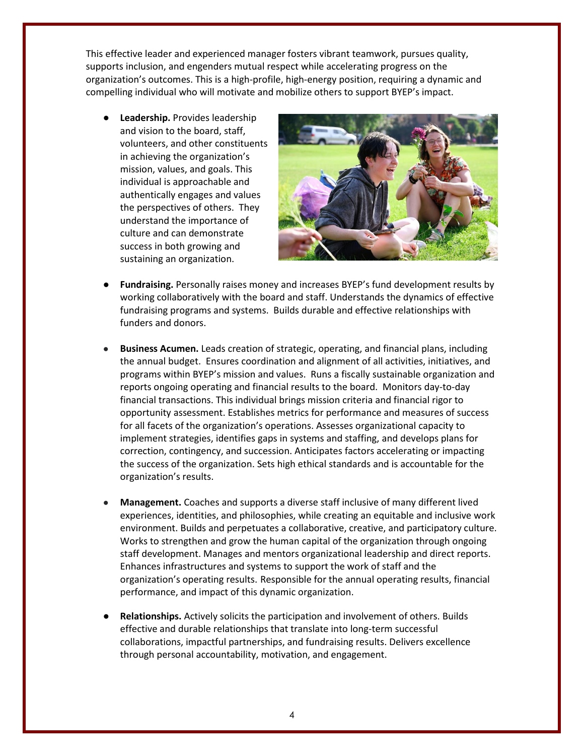This effective leader and experienced manager fosters vibrant teamwork, pursues quality, supports inclusion, and engenders mutual respect while accelerating progress on the organization's outcomes. This is a high-profile, high-energy position, requiring a dynamic and compelling individual who will motivate and mobilize others to support BYEP's impact.

- **Leadership.** Provides leadership and vision to the board, staff, volunteers, and other constituents in achieving the organization's mission, values, and goals. This individual is approachable and authentically engages and values the perspectives of others. They understand the importance of culture and can demonstrate success in both growing and sustaining an organization.

- **Fundraising.** Personally raises money and increases BYEP's fund development results by working collaboratively with the board and staff. Understands the dynamics of effective fundraising programs and systems. Builds durable and effective relationships with funders and donors.

- **Business Acumen.** Leads creation of strategic, operating, and financial plans, including the annual budget. Ensures coordination and alignment of all activities, initiatives, and programs within BYEP's mission and values. Runs a fiscally sustainable organization and reports ongoing operating and financial results to the board. Monitors day-to-day financial transactions. This individual brings mission criteria and financial rigor to opportunity assessment. Establishes metrics for performance and measures of success for all facets of the organization's operations. Assesses organizational capacity to implement strategies, identifies gaps in systems and staffing, and develops plans for correction, contingency, and succession. Anticipates factors accelerating or impacting the success of the organization. Sets high ethical standards and is accountable for the organization's results.

- **Management.** Coaches and supports a diverse staff inclusive of many different lived experiences, identities, and philosophies, while creating an equitable and inclusive work environment. Builds and perpetuates a collaborative, creative, and participatory culture. Works to strengthen and grow the human capital of the organization through ongoing staff development. Manages and mentors organizational leadership and direct reports. Enhances infrastructures and systems to support the work of staff and the organization's operating results. Responsible for the annual operating results, financial performance, and impact of this dynamic organization.

- **Relationships.** Actively solicits the participation and involvement of others. Builds effective and durable relationships that translate into long-term successful collaborations, impactful partnerships, and fundraising results. Delivers excellence through personal accountability, motivation, and engagement.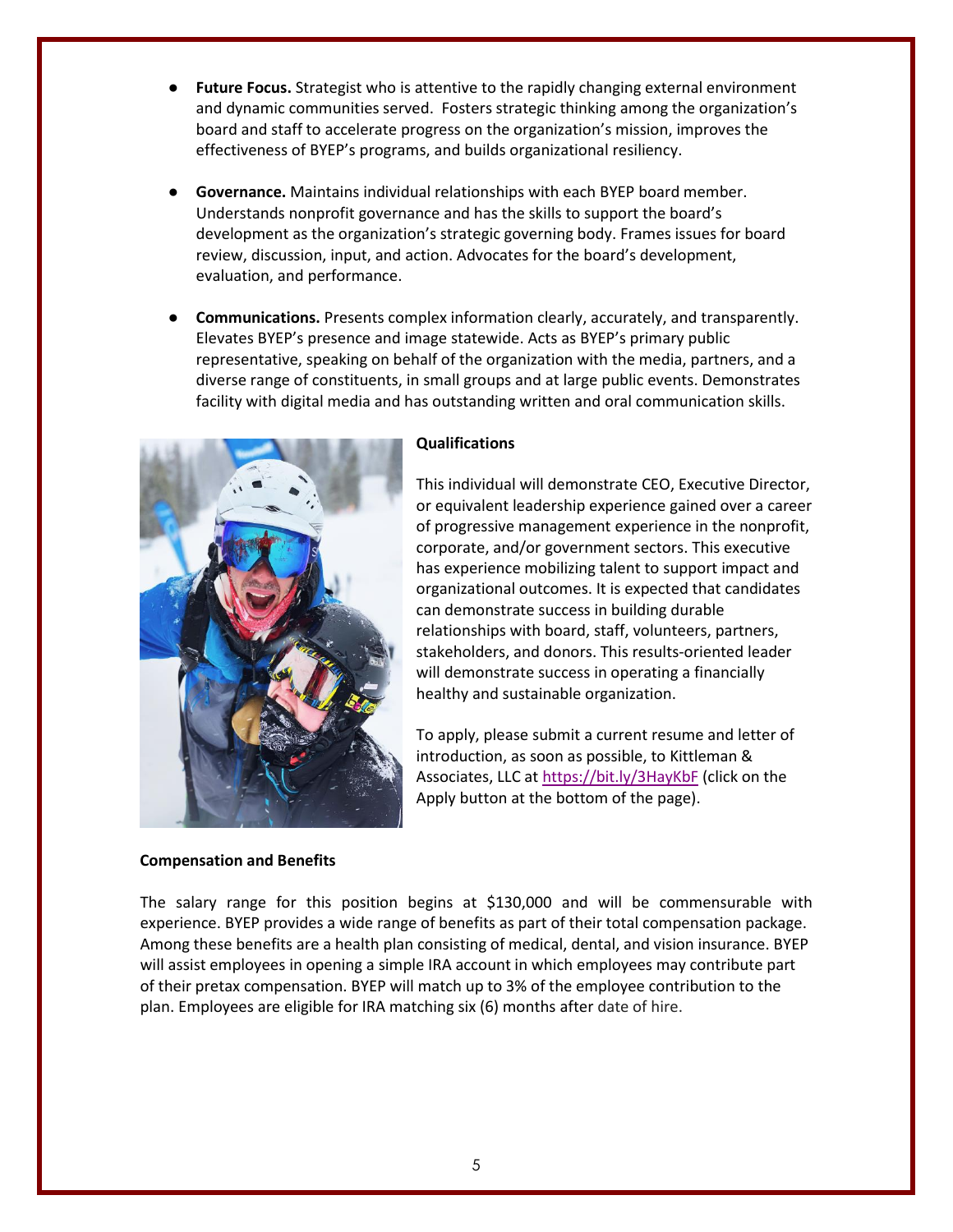- **Future Focus.** Strategist who is attentive to the rapidly changing external environment and dynamic communities served. Fosters strategic thinking among the organization's board and staff to accelerate progress on the organization's mission, improves the effectiveness of BYEP's programs, and builds organizational resiliency.

- **Governance.** Maintains individual relationships with each BYEP board member. Understands nonprofit governance and has the skills to support the board's development as the organization's strategic governing body. Frames issues for board review, discussion, input, and action. Advocates for the board's development, evaluation, and performance.

- **Communications.** Presents complex information clearly, accurately, and transparently. Elevates BYEP's presence and image statewide. Acts as BYEP's primary public representative, speaking on behalf of the organization with the media, partners, and a diverse range of constituents, in small groups and at large public events. Demonstrates facility with digital media and has outstanding written and oral communication skills.

**Qualifications**

This individual will demonstrate CEO, Executive Director, or equivalent leadership experience gained over a career of progressive management experience in the nonprofit, corporate, and/or government sectors. This executive has experience mobilizing talent to support impact and organizational outcomes. It is expected that candidates can demonstrate success in building durable relationships with board, staff, volunteers, partners, stakeholders, and donors. This results-oriented leader will demonstrate success in operating a financially healthy and sustainable organization.

To apply, please submit a current resume and letter of introduction, as soon as possible, to Kittleman & Associates, LLC at https://bit.ly/3HayKbF (click on the Apply button at the bottom of the page).

**Compensation and Benefits**

The salary range for this position begins at $130,000 and will be commensurable with experience. BYEP provides a wide range of benefits as part of their total compensation package. Among these benefits are a health plan consisting of medical, dental, and vision insurance. BYEP will assist employees in opening a simple IRA account in which employees may contribute part of their pretax compensation. BYEP will match up to 3% of the employee contribution to the plan. Employees are eligible for IRA matching six (6) months after date of hire.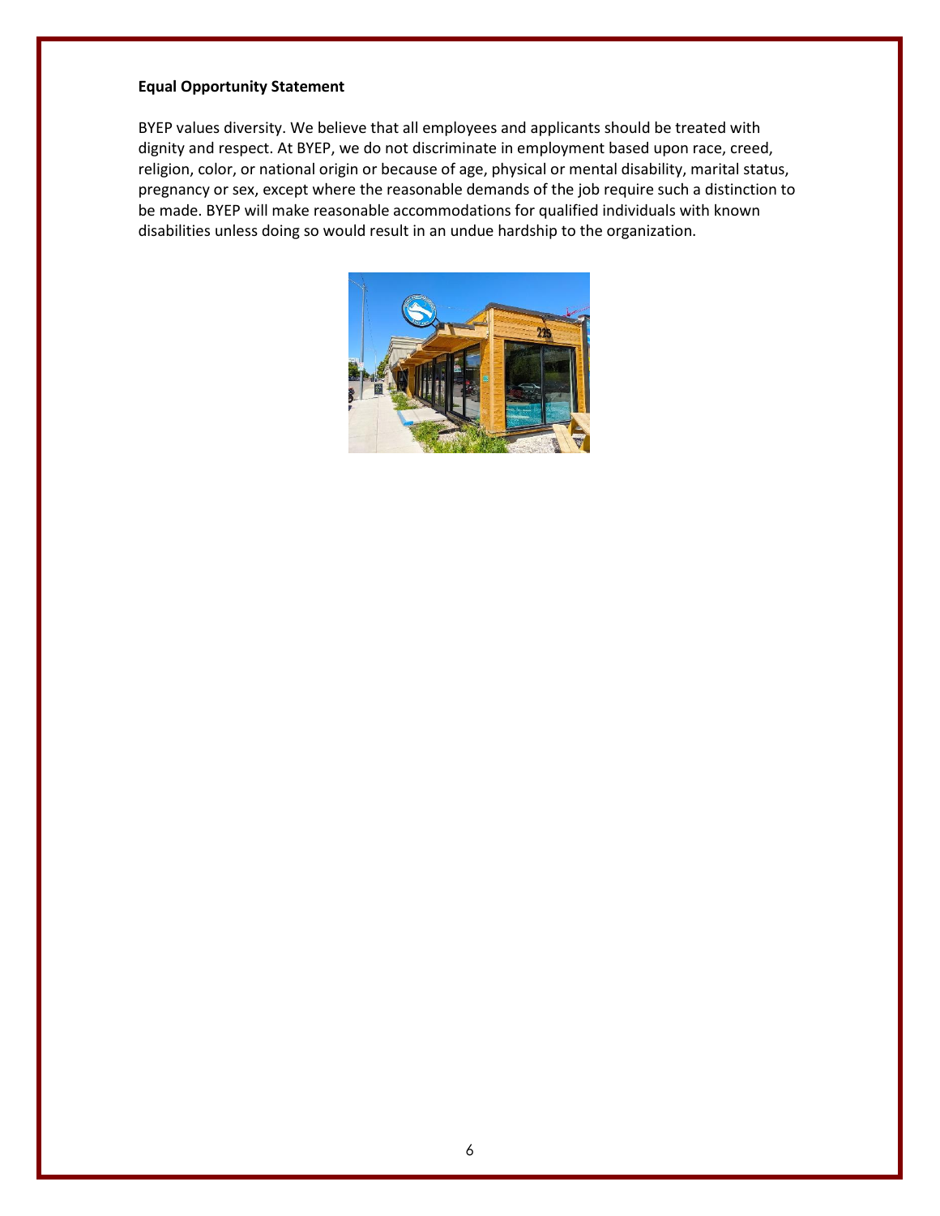**Equal Opportunity Statement**

BYEP values diversity. We believe that all employees and applicants should be treated with dignity and respect. At BYEP, we do not discriminate in employment based upon race, creed, religion, color, or national origin or because of age, physical or mental disability, marital status, pregnancy or sex, except where the reasonable demands of the job require such a distinction to be made. BYEP will make reasonable accommodations for qualified individuals with known disabilities unless doing so would result in an undue hardship to the organization.